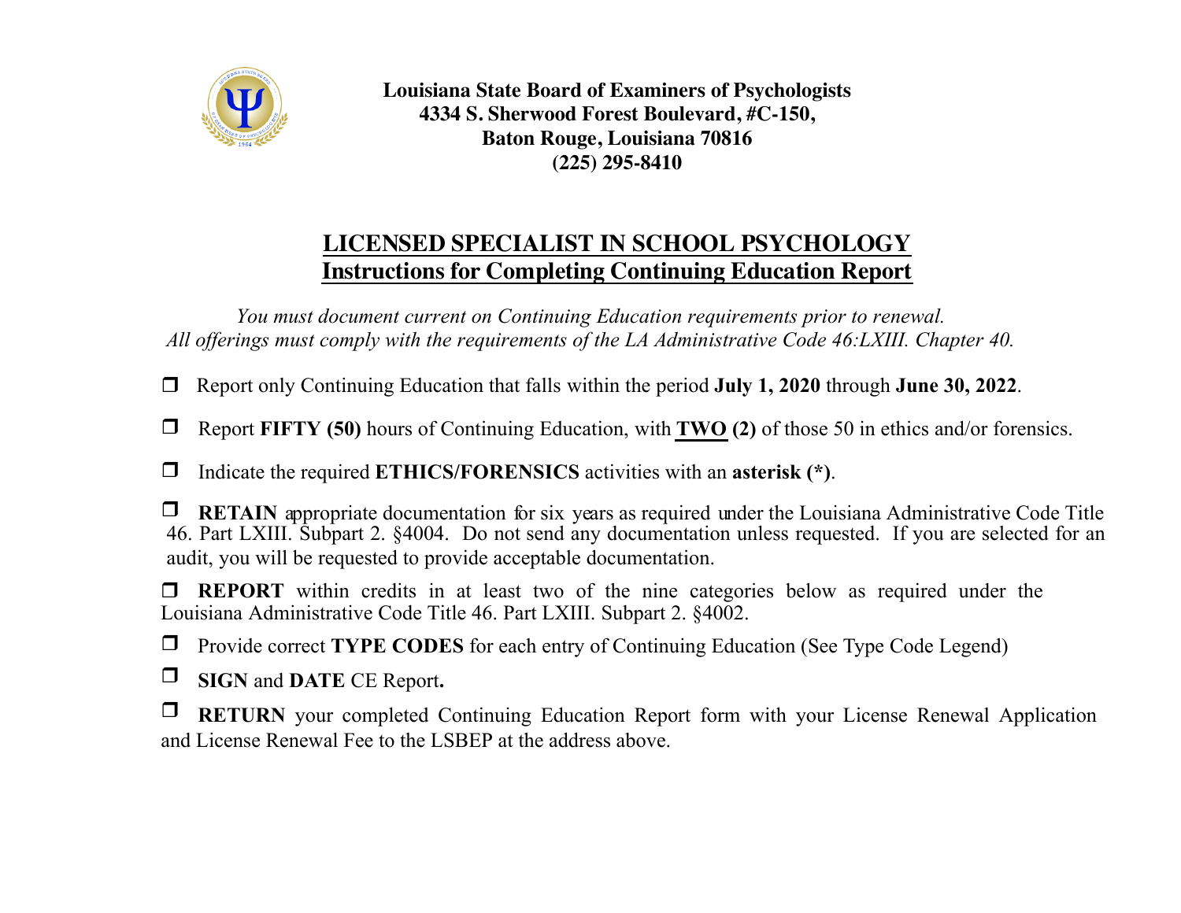**Louisiana State Board of Examiners of Psychologists**
**4334 S. Sherwood Forest Boulevard, #C-150,**
**Baton Rouge, Louisiana 70816**
**(225) 295-8410**

# LICENSED SPECIALIST IN SCHOOL PSYCHOLOGY
## Instructions for Completing Continuing Education Report

*You must document current on Continuing Education requirements prior to renewal.*
*All offerings must comply with the requirements of the LA Administrative Code 46:LXIII. Chapter 40.*

- ❒ Report only Continuing Education that falls within the period **July 1, 2020** through **June 30, 2022**.

- ❒ Report **FIFTY (50)** hours of Continuing Education, with **TWO (2)** of those 50 in ethics and/or forensics.

- ❒ Indicate the required **ETHICS/FORENSICS** activities with an **asterisk (*)**.

- ❒ **RETAIN** appropriate documentation for six years as required under the Louisiana Administrative Code Title 46. Part LXIII. Subpart 2. §4004. Do not send any documentation unless requested. If you are selected for an audit, you will be requested to provide acceptable documentation.

- ❒ **REPORT** within credits in at least two of the nine categories below as required under the Louisiana Administrative Code Title 46. Part LXIII. Subpart 2. §4002.

- ❒ Provide correct **TYPE CODES** for each entry of Continuing Education (See Type Code Legend)

- ❒ **SIGN** and **DATE** CE Report**.**

- ❒ **RETURN** your completed Continuing Education Report form with your License Renewal Application and License Renewal Fee to the LSBEP at the address above.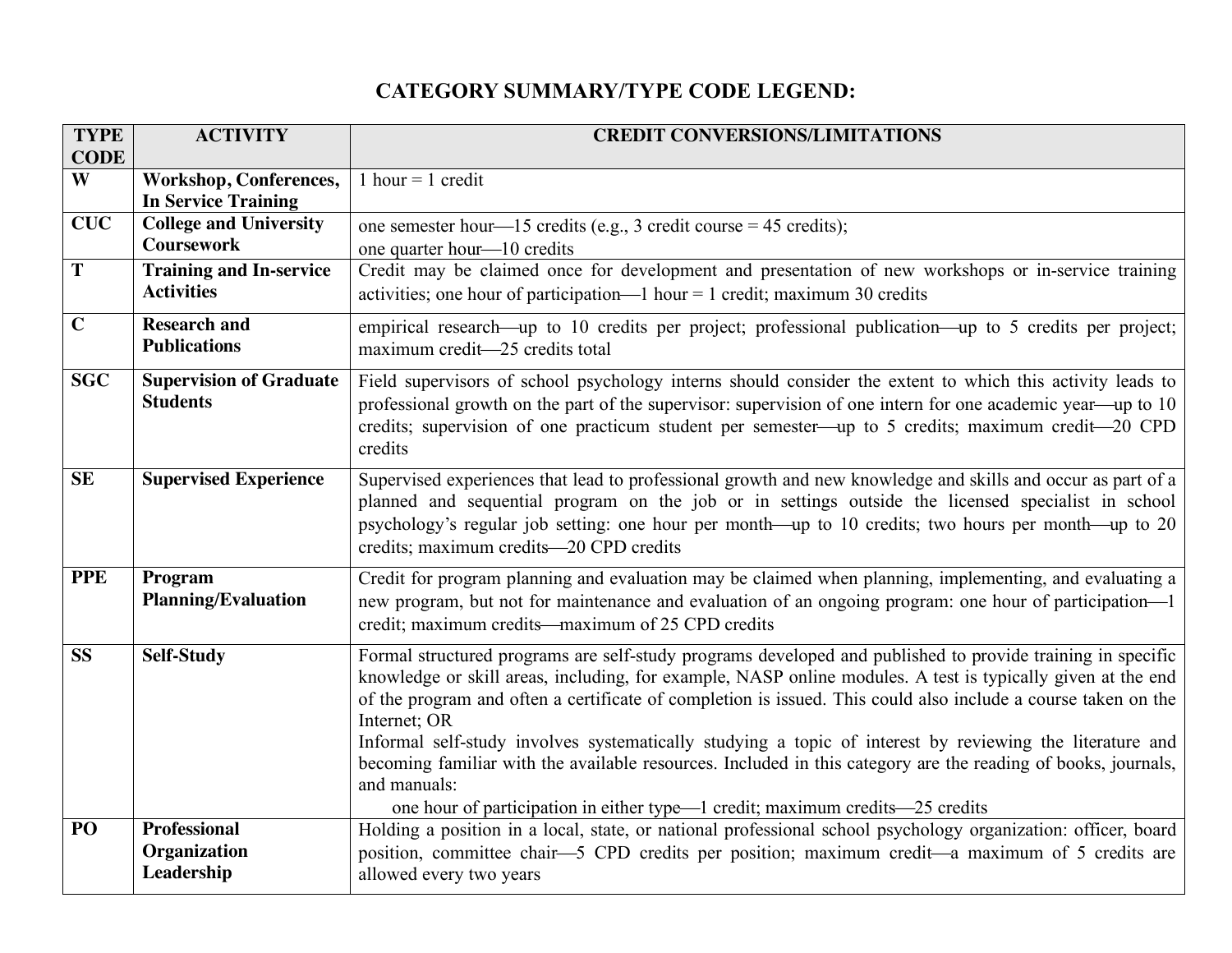# CATEGORY SUMMARY/TYPE CODE LEGEND:

| TYPE CODE | ACTIVITY | CREDIT CONVERSIONS/LIMITATIONS |
|---|---|---|
| **W** | **Workshop, Conferences, In Service Training** | 1 hour = 1 credit |
| **CUC** | **College and University Coursework** | one semester hour—15 credits (e.g., 3 credit course = 45 credits);<br>one quarter hour—10 credits |
| **T** | **Training and In-service Activities** | Credit may be claimed once for development and presentation of new workshops or in-service training activities; one hour of participation—1 hour = 1 credit; maximum 30 credits |
| **C** | **Research and Publications** | empirical research—up to 10 credits per project; professional publication—up to 5 credits per project; maximum credit—25 credits total |
| **SGC** | **Supervision of Graduate Students** | Field supervisors of school psychology interns should consider the extent to which this activity leads to professional growth on the part of the supervisor: supervision of one intern for one academic year—up to 10 credits; supervision of one practicum student per semester—up to 5 credits; maximum credit—20 CPD credits |
| **SE** | **Supervised Experience** | Supervised experiences that lead to professional growth and new knowledge and skills and occur as part of a planned and sequential program on the job or in settings outside the licensed specialist in school psychology's regular job setting: one hour per month—up to 10 credits; two hours per month—up to 20 credits; maximum credits—20 CPD credits |
| **PPE** | **Program Planning/Evaluation** | Credit for program planning and evaluation may be claimed when planning, implementing, and evaluating a new program, but not for maintenance and evaluation of an ongoing program: one hour of participation—1 credit; maximum credits—maximum of 25 CPD credits |
| **SS** | **Self-Study** | Formal structured programs are self-study programs developed and published to provide training in specific knowledge or skill areas, including, for example, NASP online modules. A test is typically given at the end of the program and often a certificate of completion is issued. This could also include a course taken on the Internet; OR<br>Informal self-study involves systematically studying a topic of interest by reviewing the literature and becoming familiar with the available resources. Included in this category are the reading of books, journals, and manuals:<br>one hour of participation in either type—1 credit; maximum credits—25 credits |
| **PO** | **Professional Organization Leadership** | Holding a position in a local, state, or national professional school psychology organization: officer, board position, committee chair—5 CPD credits per position; maximum credit—a maximum of 5 credits are allowed every two years |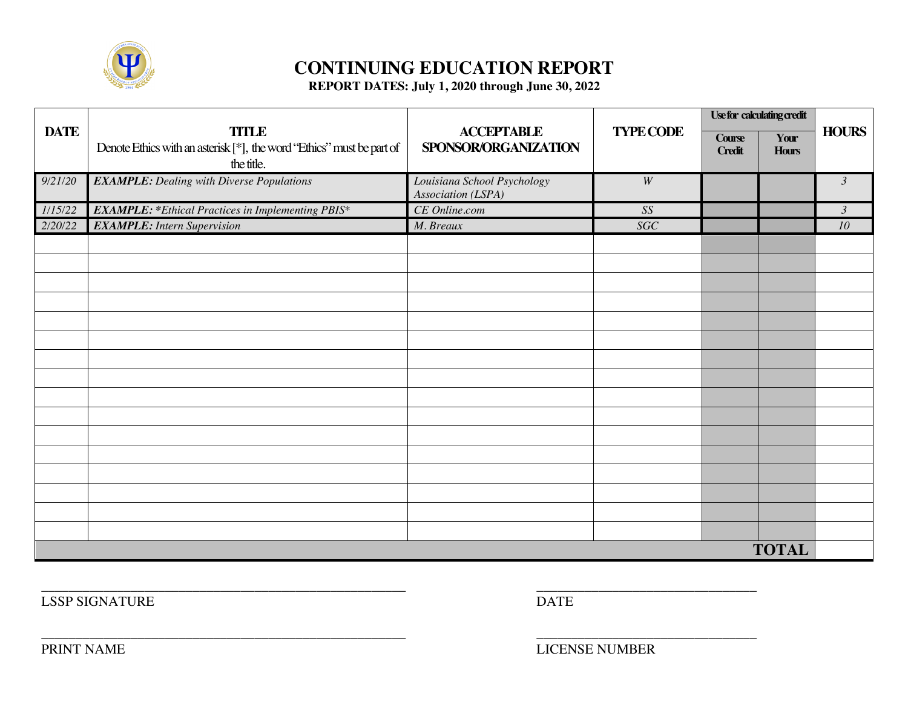# CONTINUING EDUCATION REPORT

**REPORT DATES: July 1, 2020 through June 30, 2022**

| DATE | TITLE<br>Denote Ethics with an asterisk [*], the word "Ethics" must be part of the title. | ACCEPTABLE SPONSOR/ORGANIZATION | TYPE CODE | Use for calculating credit | | HOURS |
|---|---|---|---|---|---|---|
| | | | | Course Credit | Your Hours | |
| *9/21/20* | ***EXAMPLE:*** *Dealing with Diverse Populations* | *Louisiana School Psychology Association (LSPA)* | *W* | | | *3* |
| *1/15/22* | ***EXAMPLE:*** *\*Ethical Practices in Implementing PBIS\** | *CE Online.com* | *SS* | | | *3* |
| *2/20/22* | ***EXAMPLE:*** *Intern Supervision* | *M. Breaux* | *SGC* | | | *10* |
| | | | | | | |
| | | | | | | |
| | | | | | | |
| | | | | | | |
| | | | | | | |
| | | | | | | |
| | | | | | | |
| | | | | | | |
| | | | | | | |
| | | | | | | |
| | | | | | | |
| | | | | | | |
| | | | | | | |
| | | | | | | |
| | | | | | | |
| | | | | | | |
| | | | | | **TOTAL** | |

_______________________________________________ LSSP SIGNATURE

_______________________________ DATE

_______________________________________________ PRINT NAME

_______________________________ LICENSE NUMBER